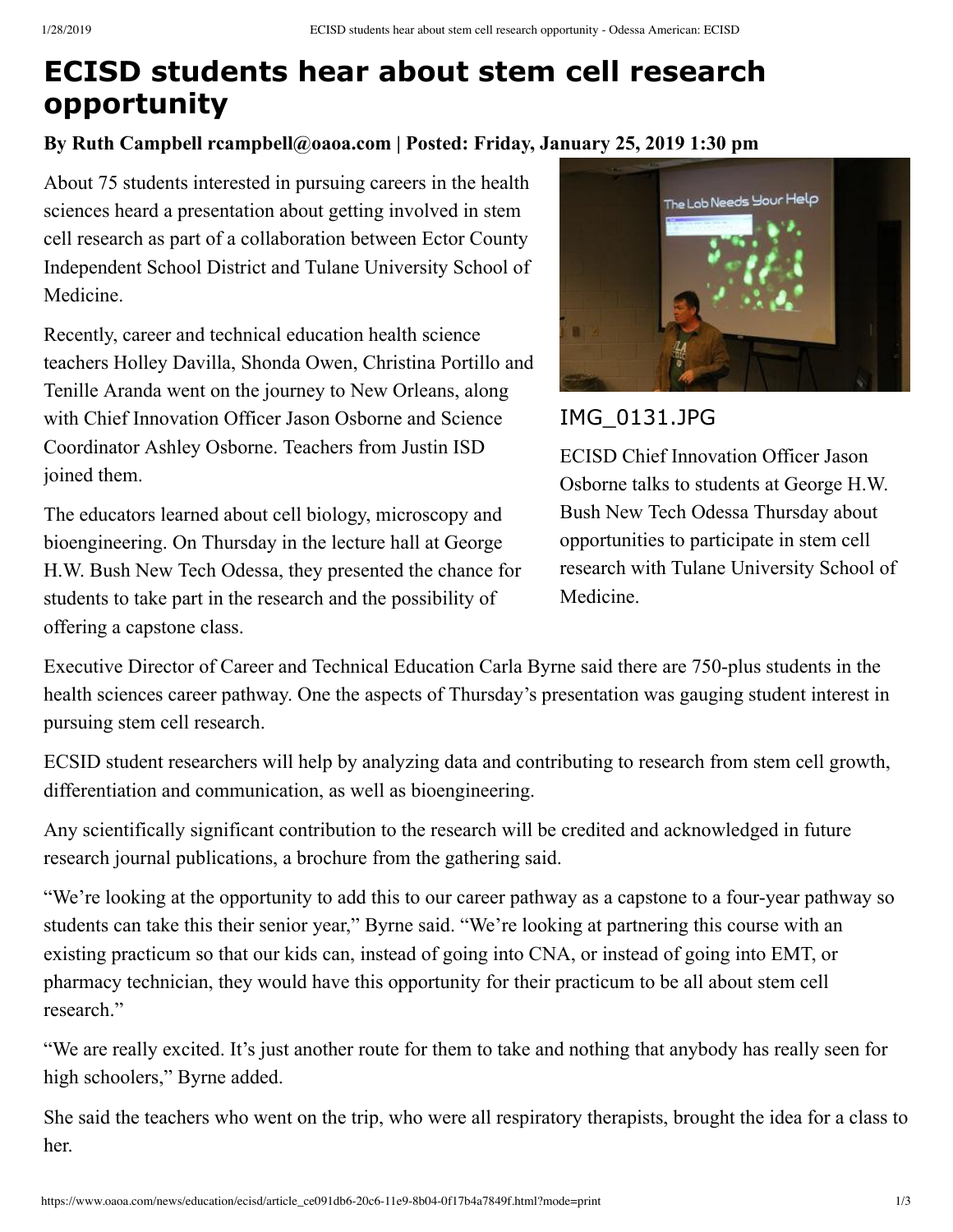# ECISD students hear about stem cell research opportunity

**By Ruth Campbell rcampbell@oaoa.com | Posted: Friday, January 25, 2019 1:30 pm**

About 75 students interested in pursuing careers in the health sciences heard a presentation about getting involved in stem cell research as part of a collaboration between Ector County Independent School District and Tulane University School of Medicine.

Recently, career and technical education health science teachers Holley Davilla, Shonda Owen, Christina Portillo and Tenille Aranda went on the journey to New Orleans, along with Chief Innovation Officer Jason Osborne and Science Coordinator Ashley Osborne. Teachers from Justin ISD joined them.

The educators learned about cell biology, microscopy and bioengineering. On Thursday in the lecture hall at George H.W. Bush New Tech Odessa, they presented the chance for students to take part in the research and the possibility of offering a capstone class.

IMG_0131.JPG

ECISD Chief Innovation Officer Jason Osborne talks to students at George H.W. Bush New Tech Odessa Thursday about opportunities to participate in stem cell research with Tulane University School of Medicine.

Executive Director of Career and Technical Education Carla Byrne said there are 750-plus students in the health sciences career pathway. One the aspects of Thursday's presentation was gauging student interest in pursuing stem cell research.

ECSID student researchers will help by analyzing data and contributing to research from stem cell growth, differentiation and communication, as well as bioengineering.

Any scientifically significant contribution to the research will be credited and acknowledged in future research journal publications, a brochure from the gathering said.

"We're looking at the opportunity to add this to our career pathway as a capstone to a four-year pathway so students can take this their senior year," Byrne said. "We're looking at partnering this course with an existing practicum so that our kids can, instead of going into CNA, or instead of going into EMT, or pharmacy technician, they would have this opportunity for their practicum to be all about stem cell research."

"We are really excited. It's just another route for them to take and nothing that anybody has really seen for high schoolers," Byrne added.

She said the teachers who went on the trip, who were all respiratory therapists, brought the idea for a class to her.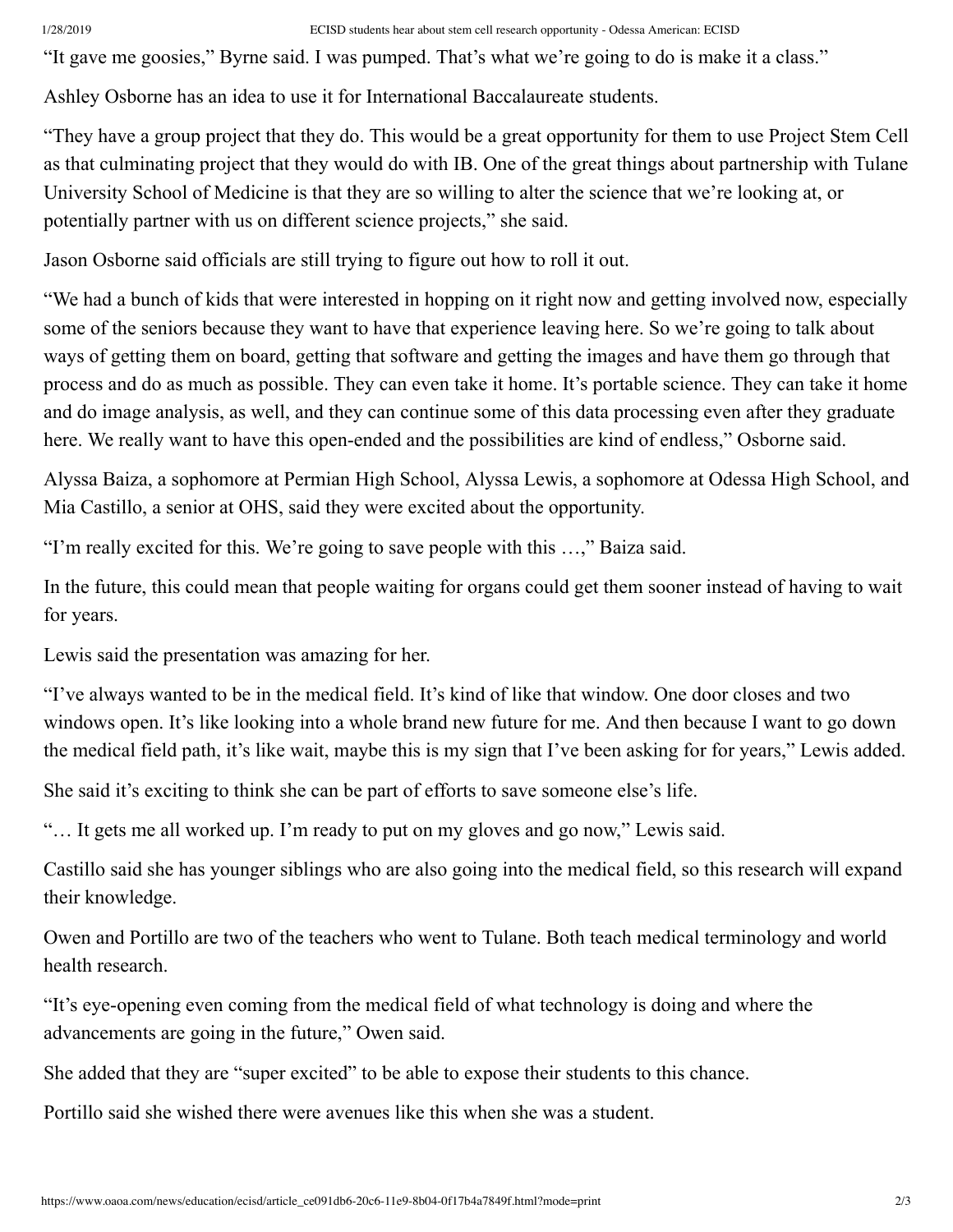"It gave me goosies," Byrne said. I was pumped. That's what we're going to do is make it a class."

Ashley Osborne has an idea to use it for International Baccalaureate students.

"They have a group project that they do. This would be a great opportunity for them to use Project Stem Cell as that culminating project that they would do with IB. One of the great things about partnership with Tulane University School of Medicine is that they are so willing to alter the science that we're looking at, or potentially partner with us on different science projects," she said.

Jason Osborne said officials are still trying to figure out how to roll it out.

"We had a bunch of kids that were interested in hopping on it right now and getting involved now, especially some of the seniors because they want to have that experience leaving here. So we're going to talk about ways of getting them on board, getting that software and getting the images and have them go through that process and do as much as possible. They can even take it home. It's portable science. They can take it home and do image analysis, as well, and they can continue some of this data processing even after they graduate here. We really want to have this open-ended and the possibilities are kind of endless," Osborne said.

Alyssa Baiza, a sophomore at Permian High School, Alyssa Lewis, a sophomore at Odessa High School, and Mia Castillo, a senior at OHS, said they were excited about the opportunity.

"I'm really excited for this. We're going to save people with this …," Baiza said.

In the future, this could mean that people waiting for organs could get them sooner instead of having to wait for years.

Lewis said the presentation was amazing for her.

"I've always wanted to be in the medical field. It's kind of like that window. One door closes and two windows open. It's like looking into a whole brand new future for me. And then because I want to go down the medical field path, it's like wait, maybe this is my sign that I've been asking for for years," Lewis added.

She said it's exciting to think she can be part of efforts to save someone else's life.

"… It gets me all worked up. I'm ready to put on my gloves and go now," Lewis said.

Castillo said she has younger siblings who are also going into the medical field, so this research will expand their knowledge.

Owen and Portillo are two of the teachers who went to Tulane. Both teach medical terminology and world health research.

"It's eye-opening even coming from the medical field of what technology is doing and where the advancements are going in the future," Owen said.

She added that they are "super excited" to be able to expose their students to this chance.

Portillo said she wished there were avenues like this when she was a student.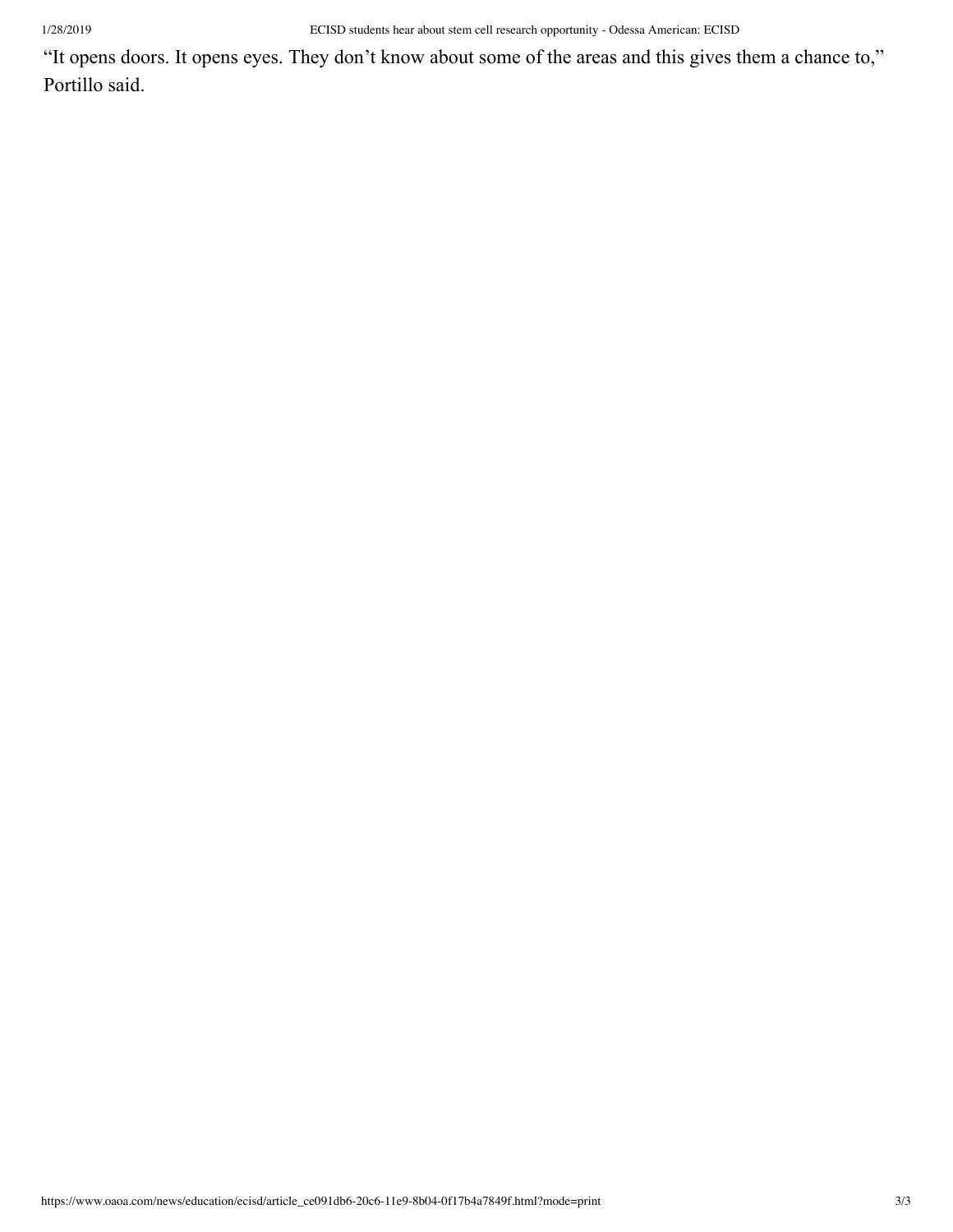"It opens doors. It opens eyes. They don't know about some of the areas and this gives them a chance to," Portillo said.